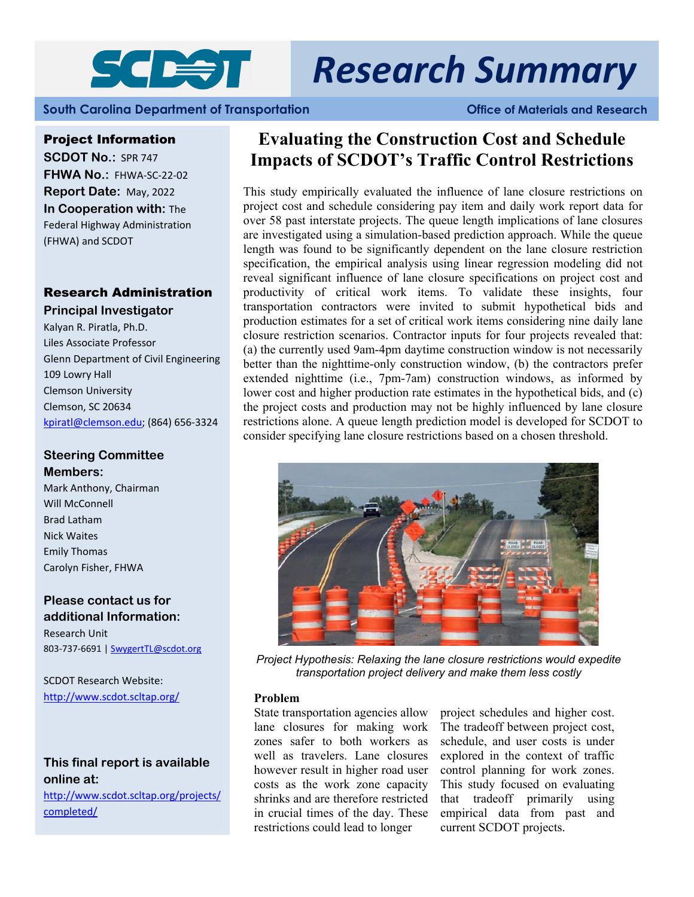# SCDOT Research Summary

**South Carolina Department of Transportation** | **Office of Materials and Research**

## Evaluating the Construction Cost and Schedule Impacts of SCDOT's Traffic Control Restrictions

This study empirically evaluated the influence of lane closure restrictions on project cost and schedule considering pay item and daily work report data for over 58 past interstate projects. The queue length implications of lane closures are investigated using a simulation-based prediction approach. While the queue length was found to be significantly dependent on the lane closure restriction specification, the empirical analysis using linear regression modeling did not reveal significant influence of lane closure specifications on project cost and productivity of critical work items. To validate these insights, four transportation contractors were invited to submit hypothetical bids and production estimates for a set of critical work items considering nine daily lane closure restriction scenarios. Contractor inputs for four projects revealed that: (a) the currently used 9am-4pm daytime construction window is not necessarily better than the nighttime-only construction window, (b) the contractors prefer extended nighttime (i.e., 7pm-7am) construction windows, as informed by lower cost and higher production rate estimates in the hypothetical bids, and (c) the project costs and production may not be highly influenced by lane closure restrictions alone. A queue length prediction model is developed for SCDOT to consider specifying lane closure restrictions based on a chosen threshold.

*Project Hypothesis: Relaxing the lane closure restrictions would expedite transportation project delivery and make them less costly*

### Problem

State transportation agencies allow lane closures for making work zones safer for both workers as well as travelers. Lane closures however result in higher road user costs as the work zone capacity shrinks and are therefore restricted in crucial times of the day. These restrictions could lead to longer project schedules and higher cost. The tradeoff between project cost, schedule, and user costs is under explored in the context of traffic control planning for work zones. This study focused on evaluating that tradeoff primarily using empirical data from past and current SCDOT projects.

---

**Project Information**

**SCDOT No.:** SPR 747
**FHWA No.:** FHWA-SC-22-02
**Report Date:** May, 2022
**In Cooperation with:** The Federal Highway Administration (FHWA) and SCDOT

**Research Administration**

**Principal Investigator**

Kalyan R. Piratla, Ph.D.
Liles Associate Professor
Glenn Department of Civil Engineering
109 Lowry Hall
Clemson University
Clemson, SC 20634
kpiratl@clemson.edu; (864) 656-3324

**Steering Committee Members:**

Mark Anthony, Chairman
Will McConnell
Brad Latham
Nick Waites
Emily Thomas
Carolyn Fisher, FHWA

**Please contact us for additional Information:**

Research Unit
803-737-6691 | SwygertTL@scdot.org

SCDOT Research Website:
http://www.scdot.scltap.org/

**This final report is available online at:**
http://www.scdot.scltap.org/projects/completed/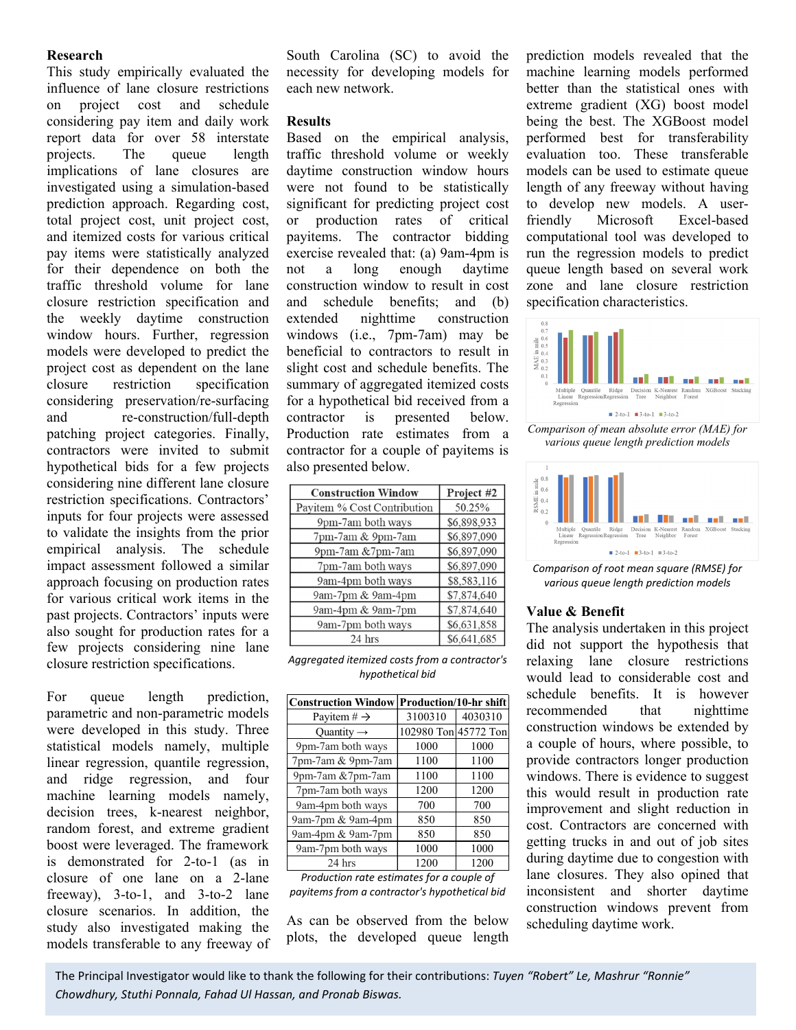## Research

This study empirically evaluated the influence of lane closure restrictions on project cost and schedule considering pay item and daily work report data for over 58 interstate projects. The queue length implications of lane closures are investigated using a simulation-based prediction approach. Regarding cost, total project cost, unit project cost, and itemized costs for various critical pay items were statistically analyzed for their dependence on both the traffic threshold volume for lane closure restriction specification and the weekly daytime construction window hours. Further, regression models were developed to predict the project cost as dependent on the lane closure restriction specification considering preservation/re-surfacing and re-construction/full-depth patching project categories. Finally, contractors were invited to submit hypothetical bids for a few projects considering nine different lane closure restriction specifications. Contractors' inputs for four projects were assessed to validate the insights from the prior empirical analysis. The schedule impact assessment followed a similar approach focusing on production rates for various critical work items in the past projects. Contractors' inputs were also sought for production rates for a few projects considering nine lane closure restriction specifications.

For queue length prediction, parametric and non-parametric models were developed in this study. Three statistical models namely, multiple linear regression, quantile regression, and ridge regression, and four machine learning models namely, decision trees, k-nearest neighbor, random forest, and extreme gradient boost were leveraged. The framework is demonstrated for 2-to-1 (as in closure of one lane on a 2-lane freeway), 3-to-1, and 3-to-2 lane closure scenarios. In addition, the study also investigated making the models transferable to any freeway of South Carolina (SC) to avoid the necessity for developing models for each new network.

## Results

Based on the empirical analysis, traffic threshold volume or weekly daytime construction window hours were not found to be statistically significant for predicting project cost or production rates of critical payitems. The contractor bidding exercise revealed that: (a) 9am-4pm is not a long enough daytime construction window to result in cost and schedule benefits; and (b) extended nighttime construction windows (i.e., 7pm-7am) may be beneficial to contractors to result in slight cost and schedule benefits. The summary of aggregated itemized costs for a hypothetical bid received from a contractor is presented below. Production rate estimates from a contractor for a couple of payitems is also presented below.

| Construction Window | Project #2 |
|---|---|
| Payitem % Cost Contribution | 50.25% |
| 9pm-7am both ways | $6,898,933 |
| 7pm-7am & 9pm-7am | $6,897,090 |
| 9pm-7am &7pm-7am | $6,897,090 |
| 7pm-7am both ways | $6,897,090 |
| 9am-4pm both ways | $8,583,116 |
| 9am-7pm & 9am-4pm | $7,874,640 |
| 9am-4pm & 9am-7pm | $7,874,640 |
| 9am-7pm both ways | $6,631,858 |
| 24 hrs | $6,641,685 |

*Aggregated itemized costs from a contractor's hypothetical bid*

| Construction Window | Production/10-hr shift | |
|---|---|---|
| Payitem # → | 3100310 | 4030310 |
| Quantity → | 102980 Ton | 45772 Ton |
| 9pm-7am both ways | 1000 | 1000 |
| 7pm-7am & 9pm-7am | 1100 | 1100 |
| 9pm-7am &7pm-7am | 1100 | 1100 |
| 7pm-7am both ways | 1200 | 1200 |
| 9am-4pm both ways | 700 | 700 |
| 9am-7pm & 9am-4pm | 850 | 850 |
| 9am-4pm & 9am-7pm | 850 | 850 |
| 9am-7pm both ways | 1000 | 1000 |
| 24 hrs | 1200 | 1200 |

*Production rate estimates for a couple of payitems from a contractor's hypothetical bid*

As can be observed from the below plots, the developed queue length prediction models revealed that the machine learning models performed better than the statistical ones with extreme gradient (XG) boost model being the best. The XGBoost model performed best for transferability evaluation too. These transferable models can be used to estimate queue length of any freeway without having to develop new models. A user-friendly Microsoft Excel-based computational tool was developed to run the regression models to predict queue length based on several work zone and lane closure restriction specification characteristics.

MAE in mile
0.8
0.7
0.6
0.5
0.4
0.3
0.2
0.1
0
Multiple Linear Regression
Quantile Regression
Ridge Regression
Decision Tree
K-Nearest Neighbor
Random Forest
XGBoost
Stacking
2-to-1
3-to-1
3-to-2

*Comparison of mean absolute error (MAE) for various queue length prediction models*

RSME in mile
1
0.8
0.6
0.4
0.2
0
Multiple Linear Regression
Quantile Regression
Ridge Regression
Decision Tree
K-Nearest Neighbor
Random Forest
XGBoost
Stacking
2-to-1
3-to-1
3-to-2

*Comparison of root mean square (RMSE) for various queue length prediction models*

## Value & Benefit

The analysis undertaken in this project did not support the hypothesis that relaxing lane closure restrictions would lead to considerable cost and schedule benefits. It is however recommended that nighttime construction windows be extended by a couple of hours, where possible, to provide contractors longer production windows. There is evidence to suggest this would result in production rate improvement and slight reduction in cost. Contractors are concerned with getting trucks in and out of job sites during daytime due to congestion with lane closures. They also opined that inconsistent and shorter daytime construction windows prevent from scheduling daytime work.

The Principal Investigator would like to thank the following for their contributions: *Tuyen "Robert" Le, Mashrur "Ronnie" Chowdhury, Stuthi Ponnala, Fahad Ul Hassan, and Pronab Biswas.*